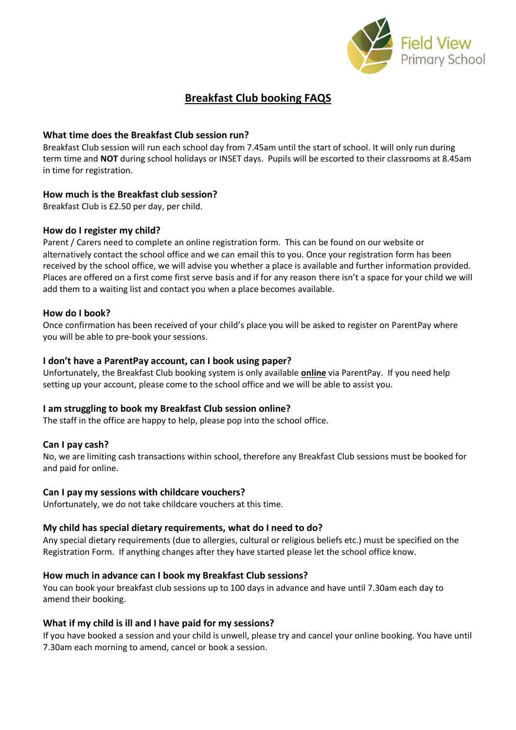Field View Primary School

# Breakfast Club booking FAQS

### What time does the Breakfast Club session run?

Breakfast Club session will run each school day from 7.45am until the start of school. It will only run during term time and **NOT** during school holidays or INSET days. Pupils will be escorted to their classrooms at 8.45am in time for registration.

### How much is the Breakfast club session?

Breakfast Club is £2.50 per day, per child.

### How do I register my child?

Parent / Carers need to complete an online registration form. This can be found on our website or alternatively contact the school office and we can email this to you. Once your registration form has been received by the school office, we will advise you whether a place is available and further information provided. Places are offered on a first come first serve basis and if for any reason there isn't a space for your child we will add them to a waiting list and contact you when a place becomes available.

### How do I book?

Once confirmation has been received of your child's place you will be asked to register on ParentPay where you will be able to pre-book your sessions.

### I don't have a ParentPay account, can I book using paper?

Unfortunately, the Breakfast Club booking system is only available **online** via ParentPay. If you need help setting up your account, please come to the school office and we will be able to assist you.

### I am struggling to book my Breakfast Club session online?

The staff in the office are happy to help, please pop into the school office.

### Can I pay cash?

No, we are limiting cash transactions within school, therefore any Breakfast Club sessions must be booked for and paid for online.

### Can I pay my sessions with childcare vouchers?

Unfortunately, we do not take childcare vouchers at this time.

### My child has special dietary requirements, what do I need to do?

Any special dietary requirements (due to allergies, cultural or religious beliefs etc.) must be specified on the Registration Form. If anything changes after they have started please let the school office know.

### How much in advance can I book my Breakfast Club sessions?

You can book your breakfast club sessions up to 100 days in advance and have until 7.30am each day to amend their booking.

### What if my child is ill and I have paid for my sessions?

If you have booked a session and your child is unwell, please try and cancel your online booking. You have until 7.30am each morning to amend, cancel or book a session.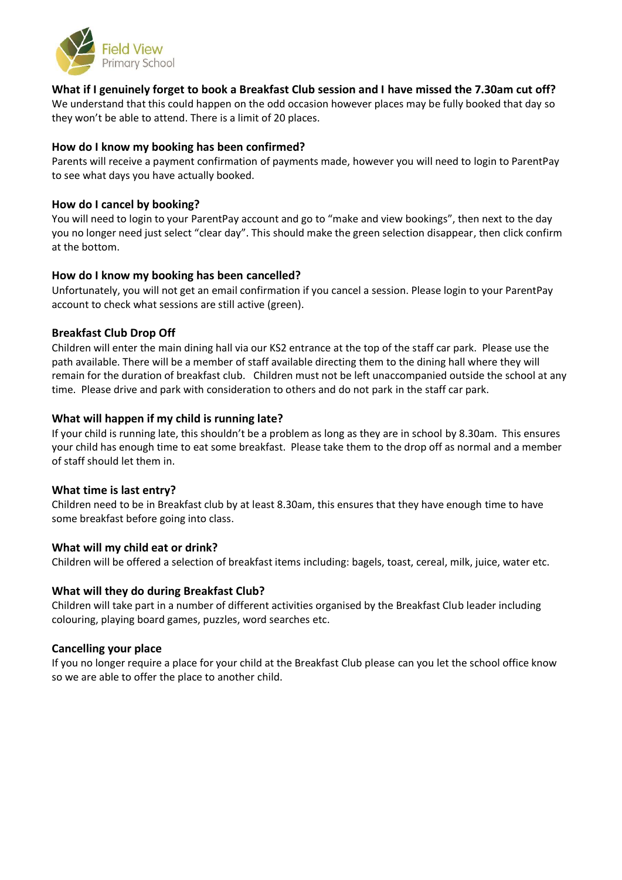**What if I genuinely forget to book a Breakfast Club session and I have missed the 7.30am cut off?**
We understand that this could happen on the odd occasion however places may be fully booked that day so they won't be able to attend. There is a limit of 20 places.

**How do I know my booking has been confirmed?**
Parents will receive a payment confirmation of payments made, however you will need to login to ParentPay to see what days you have actually booked.

**How do I cancel by booking?**
You will need to login to your ParentPay account and go to "make and view bookings", then next to the day you no longer need just select "clear day". This should make the green selection disappear, then click confirm at the bottom.

**How do I know my booking has been cancelled?**
Unfortunately, you will not get an email confirmation if you cancel a session. Please login to your ParentPay account to check what sessions are still active (green).

**Breakfast Club Drop Off**
Children will enter the main dining hall via our KS2 entrance at the top of the staff car park. Please use the path available. There will be a member of staff available directing them to the dining hall where they will remain for the duration of breakfast club. Children must not be left unaccompanied outside the school at any time. Please drive and park with consideration to others and do not park in the staff car park.

**What will happen if my child is running late?**
If your child is running late, this shouldn't be a problem as long as they are in school by 8.30am. This ensures your child has enough time to eat some breakfast. Please take them to the drop off as normal and a member of staff should let them in.

**What time is last entry?**
Children need to be in Breakfast club by at least 8.30am, this ensures that they have enough time to have some breakfast before going into class.

**What will my child eat or drink?**
Children will be offered a selection of breakfast items including: bagels, toast, cereal, milk, juice, water etc.

**What will they do during Breakfast Club?**
Children will take part in a number of different activities organised by the Breakfast Club leader including colouring, playing board games, puzzles, word searches etc.

**Cancelling your place**
If you no longer require a place for your child at the Breakfast Club please can you let the school office know so we are able to offer the place to another child.